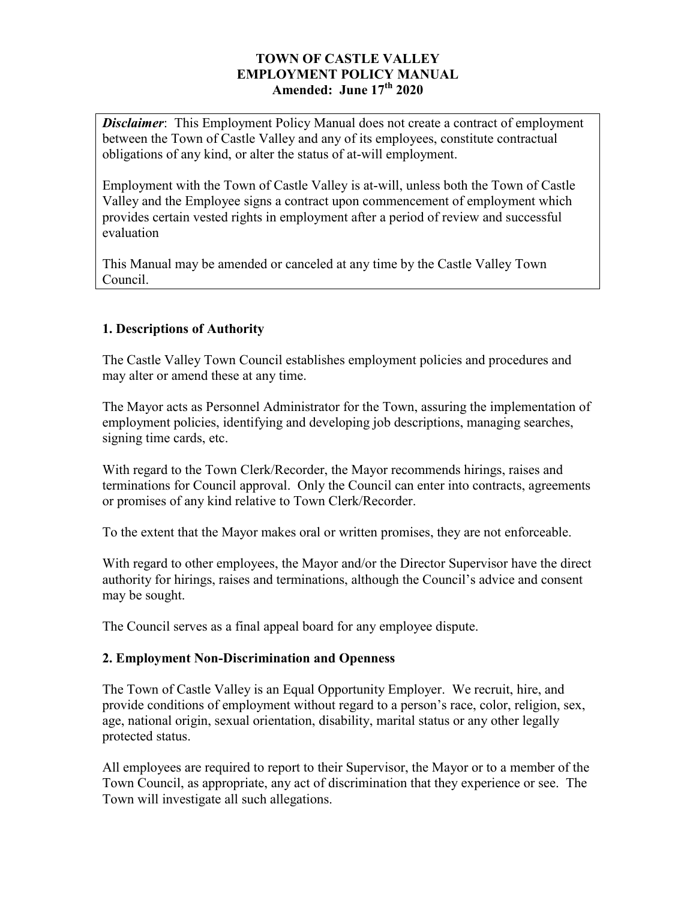# TOWN OF CASTLE VALLEY
# EMPLOYMENT POLICY MANUAL
## Amended: June 17th 2020

***Disclaimer***: This Employment Policy Manual does not create a contract of employment between the Town of Castle Valley and any of its employees, constitute contractual obligations of any kind, or alter the status of at-will employment.

Employment with the Town of Castle Valley is at-will, unless both the Town of Castle Valley and the Employee signs a contract upon commencement of employment which provides certain vested rights in employment after a period of review and successful evaluation

This Manual may be amended or canceled at any time by the Castle Valley Town Council.

### 1. Descriptions of Authority

The Castle Valley Town Council establishes employment policies and procedures and may alter or amend these at any time.

The Mayor acts as Personnel Administrator for the Town, assuring the implementation of employment policies, identifying and developing job descriptions, managing searches, signing time cards, etc.

With regard to the Town Clerk/Recorder, the Mayor recommends hirings, raises and terminations for Council approval. Only the Council can enter into contracts, agreements or promises of any kind relative to Town Clerk/Recorder.

To the extent that the Mayor makes oral or written promises, they are not enforceable.

With regard to other employees, the Mayor and/or the Director Supervisor have the direct authority for hirings, raises and terminations, although the Council's advice and consent may be sought.

The Council serves as a final appeal board for any employee dispute.

### 2. Employment Non-Discrimination and Openness

The Town of Castle Valley is an Equal Opportunity Employer. We recruit, hire, and provide conditions of employment without regard to a person's race, color, religion, sex, age, national origin, sexual orientation, disability, marital status or any other legally protected status.

All employees are required to report to their Supervisor, the Mayor or to a member of the Town Council, as appropriate, any act of discrimination that they experience or see. The Town will investigate all such allegations.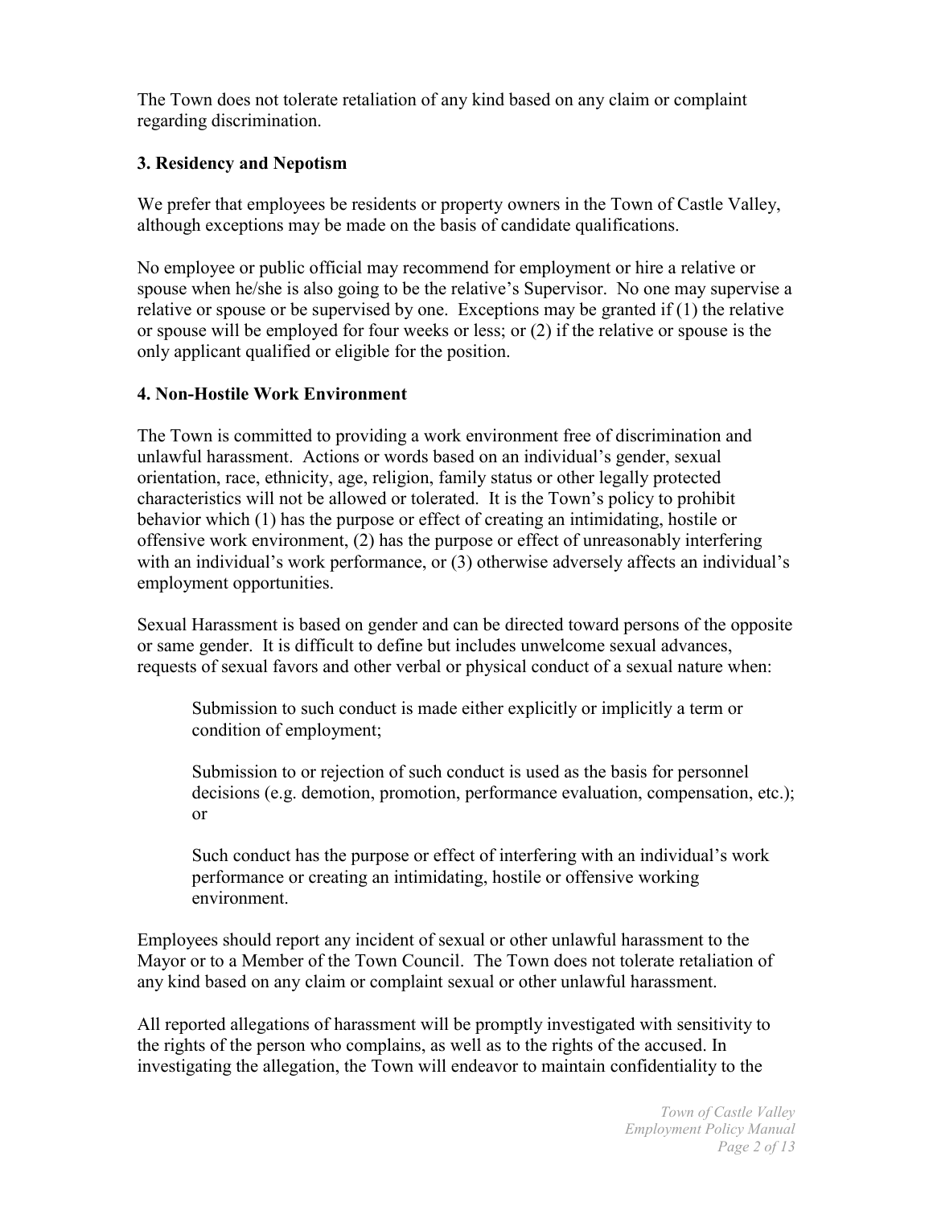The Town does not tolerate retaliation of any kind based on any claim or complaint regarding discrimination.

### 3. Residency and Nepotism

We prefer that employees be residents or property owners in the Town of Castle Valley, although exceptions may be made on the basis of candidate qualifications.

No employee or public official may recommend for employment or hire a relative or spouse when he/she is also going to be the relative's Supervisor. No one may supervise a relative or spouse or be supervised by one. Exceptions may be granted if (1) the relative or spouse will be employed for four weeks or less; or (2) if the relative or spouse is the only applicant qualified or eligible for the position.

### 4. Non-Hostile Work Environment

The Town is committed to providing a work environment free of discrimination and unlawful harassment. Actions or words based on an individual's gender, sexual orientation, race, ethnicity, age, religion, family status or other legally protected characteristics will not be allowed or tolerated. It is the Town's policy to prohibit behavior which (1) has the purpose or effect of creating an intimidating, hostile or offensive work environment, (2) has the purpose or effect of unreasonably interfering with an individual's work performance, or (3) otherwise adversely affects an individual's employment opportunities.

Sexual Harassment is based on gender and can be directed toward persons of the opposite or same gender. It is difficult to define but includes unwelcome sexual advances, requests of sexual favors and other verbal or physical conduct of a sexual nature when:

> Submission to such conduct is made either explicitly or implicitly a term or condition of employment;
>
> Submission to or rejection of such conduct is used as the basis for personnel decisions (e.g. demotion, promotion, performance evaluation, compensation, etc.); or
>
> Such conduct has the purpose or effect of interfering with an individual's work performance or creating an intimidating, hostile or offensive working environment.

Employees should report any incident of sexual or other unlawful harassment to the Mayor or to a Member of the Town Council. The Town does not tolerate retaliation of any kind based on any claim or complaint sexual or other unlawful harassment.

All reported allegations of harassment will be promptly investigated with sensitivity to the rights of the person who complains, as well as to the rights of the accused. In investigating the allegation, the Town will endeavor to maintain confidentiality to the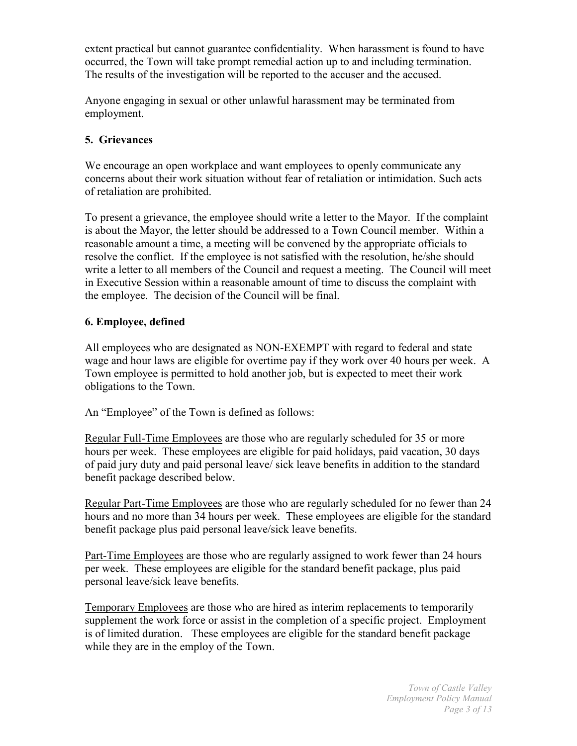extent practical but cannot guarantee confidentiality. When harassment is found to have occurred, the Town will take prompt remedial action up to and including termination. The results of the investigation will be reported to the accuser and the accused.

Anyone engaging in sexual or other unlawful harassment may be terminated from employment.

## 5. Grievances

We encourage an open workplace and want employees to openly communicate any concerns about their work situation without fear of retaliation or intimidation. Such acts of retaliation are prohibited.

To present a grievance, the employee should write a letter to the Mayor. If the complaint is about the Mayor, the letter should be addressed to a Town Council member. Within a reasonable amount a time, a meeting will be convened by the appropriate officials to resolve the conflict. If the employee is not satisfied with the resolution, he/she should write a letter to all members of the Council and request a meeting. The Council will meet in Executive Session within a reasonable amount of time to discuss the complaint with the employee. The decision of the Council will be final.

## 6. Employee, defined

All employees who are designated as NON-EXEMPT with regard to federal and state wage and hour laws are eligible for overtime pay if they work over 40 hours per week. A Town employee is permitted to hold another job, but is expected to meet their work obligations to the Town.

An "Employee" of the Town is defined as follows:

<u>Regular Full-Time Employees</u> are those who are regularly scheduled for 35 or more hours per week. These employees are eligible for paid holidays, paid vacation, 30 days of paid jury duty and paid personal leave/ sick leave benefits in addition to the standard benefit package described below.

<u>Regular Part-Time Employees</u> are those who are regularly scheduled for no fewer than 24 hours and no more than 34 hours per week. These employees are eligible for the standard benefit package plus paid personal leave/sick leave benefits.

<u>Part-Time Employees</u> are those who are regularly assigned to work fewer than 24 hours per week. These employees are eligible for the standard benefit package, plus paid personal leave/sick leave benefits.

<u>Temporary Employees</u> are those who are hired as interim replacements to temporarily supplement the work force or assist in the completion of a specific project. Employment is of limited duration. These employees are eligible for the standard benefit package while they are in the employ of the Town.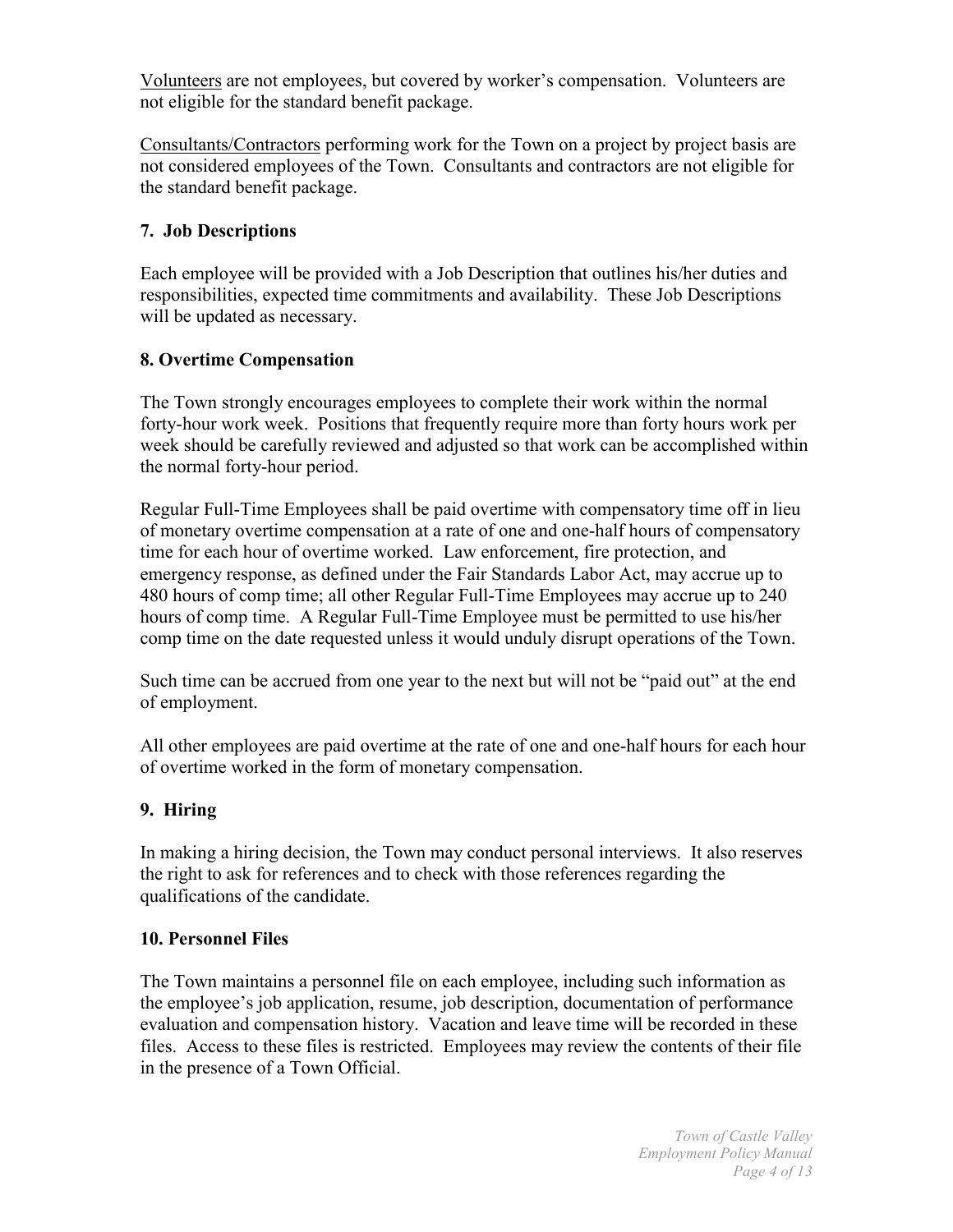<u>Volunteers</u> are not employees, but covered by worker's compensation. Volunteers are not eligible for the standard benefit package.

<u>Consultants/Contractors</u> performing work for the Town on a project by project basis are not considered employees of the Town. Consultants and contractors are not eligible for the standard benefit package.

### 7. Job Descriptions

Each employee will be provided with a Job Description that outlines his/her duties and responsibilities, expected time commitments and availability. These Job Descriptions will be updated as necessary.

### 8. Overtime Compensation

The Town strongly encourages employees to complete their work within the normal forty-hour work week. Positions that frequently require more than forty hours work per week should be carefully reviewed and adjusted so that work can be accomplished within the normal forty-hour period.

Regular Full-Time Employees shall be paid overtime with compensatory time off in lieu of monetary overtime compensation at a rate of one and one-half hours of compensatory time for each hour of overtime worked. Law enforcement, fire protection, and emergency response, as defined under the Fair Standards Labor Act, may accrue up to 480 hours of comp time; all other Regular Full-Time Employees may accrue up to 240 hours of comp time. A Regular Full-Time Employee must be permitted to use his/her comp time on the date requested unless it would unduly disrupt operations of the Town.

Such time can be accrued from one year to the next but will not be "paid out" at the end of employment.

All other employees are paid overtime at the rate of one and one-half hours for each hour of overtime worked in the form of monetary compensation.

### 9. Hiring

In making a hiring decision, the Town may conduct personal interviews. It also reserves the right to ask for references and to check with those references regarding the qualifications of the candidate.

### 10. Personnel Files

The Town maintains a personnel file on each employee, including such information as the employee's job application, resume, job description, documentation of performance evaluation and compensation history. Vacation and leave time will be recorded in these files. Access to these files is restricted. Employees may review the contents of their file in the presence of a Town Official.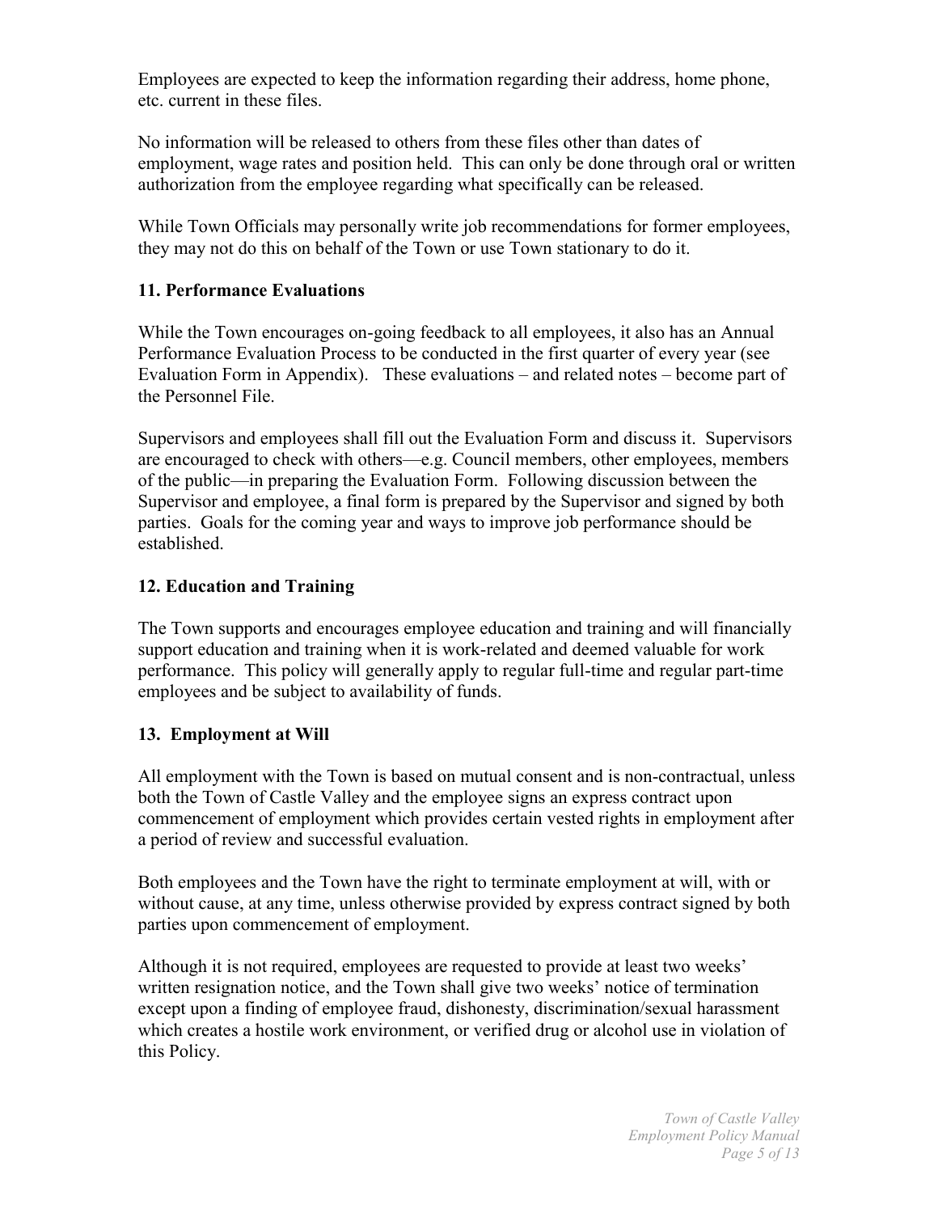Employees are expected to keep the information regarding their address, home phone, etc. current in these files.

No information will be released to others from these files other than dates of employment, wage rates and position held. This can only be done through oral or written authorization from the employee regarding what specifically can be released.

While Town Officials may personally write job recommendations for former employees, they may not do this on behalf of the Town or use Town stationary to do it.

## 11. Performance Evaluations

While the Town encourages on-going feedback to all employees, it also has an Annual Performance Evaluation Process to be conducted in the first quarter of every year (see Evaluation Form in Appendix). These evaluations – and related notes – become part of the Personnel File.

Supervisors and employees shall fill out the Evaluation Form and discuss it. Supervisors are encouraged to check with others—e.g. Council members, other employees, members of the public—in preparing the Evaluation Form. Following discussion between the Supervisor and employee, a final form is prepared by the Supervisor and signed by both parties. Goals for the coming year and ways to improve job performance should be established.

## 12. Education and Training

The Town supports and encourages employee education and training and will financially support education and training when it is work-related and deemed valuable for work performance. This policy will generally apply to regular full-time and regular part-time employees and be subject to availability of funds.

## 13. Employment at Will

All employment with the Town is based on mutual consent and is non-contractual, unless both the Town of Castle Valley and the employee signs an express contract upon commencement of employment which provides certain vested rights in employment after a period of review and successful evaluation.

Both employees and the Town have the right to terminate employment at will, with or without cause, at any time, unless otherwise provided by express contract signed by both parties upon commencement of employment.

Although it is not required, employees are requested to provide at least two weeks' written resignation notice, and the Town shall give two weeks' notice of termination except upon a finding of employee fraud, dishonesty, discrimination/sexual harassment which creates a hostile work environment, or verified drug or alcohol use in violation of this Policy.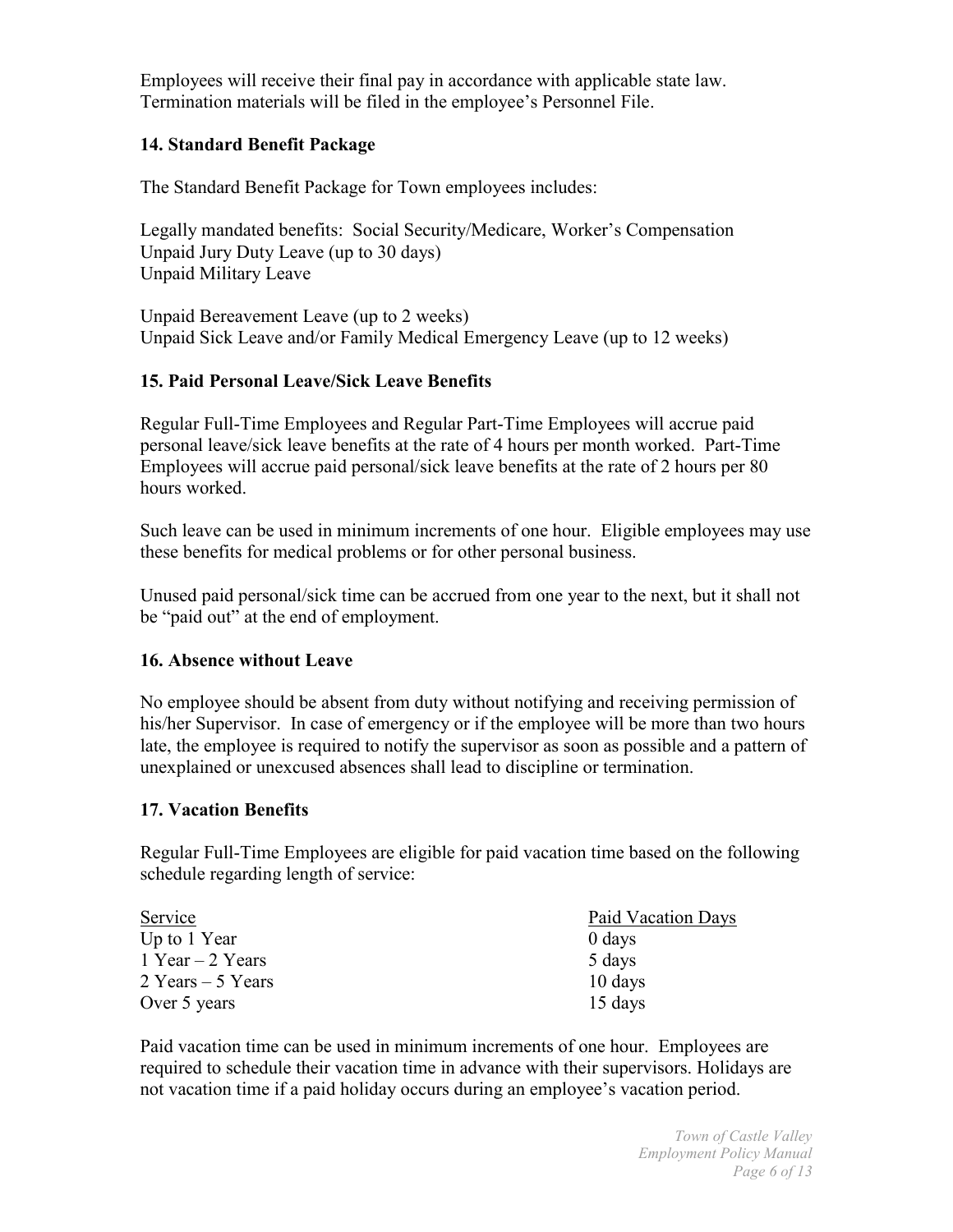Employees will receive their final pay in accordance with applicable state law. Termination materials will be filed in the employee's Personnel File.

## 14. Standard Benefit Package

The Standard Benefit Package for Town employees includes:

Legally mandated benefits: Social Security/Medicare, Worker's Compensation
Unpaid Jury Duty Leave (up to 30 days)
Unpaid Military Leave

Unpaid Bereavement Leave (up to 2 weeks)
Unpaid Sick Leave and/or Family Medical Emergency Leave (up to 12 weeks)

## 15. Paid Personal Leave/Sick Leave Benefits

Regular Full-Time Employees and Regular Part-Time Employees will accrue paid personal leave/sick leave benefits at the rate of 4 hours per month worked. Part-Time Employees will accrue paid personal/sick leave benefits at the rate of 2 hours per 80 hours worked.

Such leave can be used in minimum increments of one hour. Eligible employees may use these benefits for medical problems or for other personal business.

Unused paid personal/sick time can be accrued from one year to the next, but it shall not be "paid out" at the end of employment.

## 16. Absence without Leave

No employee should be absent from duty without notifying and receiving permission of his/her Supervisor. In case of emergency or if the employee will be more than two hours late, the employee is required to notify the supervisor as soon as possible and a pattern of unexplained or unexcused absences shall lead to discipline or termination.

## 17. Vacation Benefits

Regular Full-Time Employees are eligible for paid vacation time based on the following schedule regarding length of service:

| Service | Paid Vacation Days |
|---|---|
| Up to 1 Year | 0 days |
| 1 Year – 2 Years | 5 days |
| 2 Years – 5 Years | 10 days |
| Over 5 years | 15 days |

Paid vacation time can be used in minimum increments of one hour. Employees are required to schedule their vacation time in advance with their supervisors. Holidays are not vacation time if a paid holiday occurs during an employee's vacation period.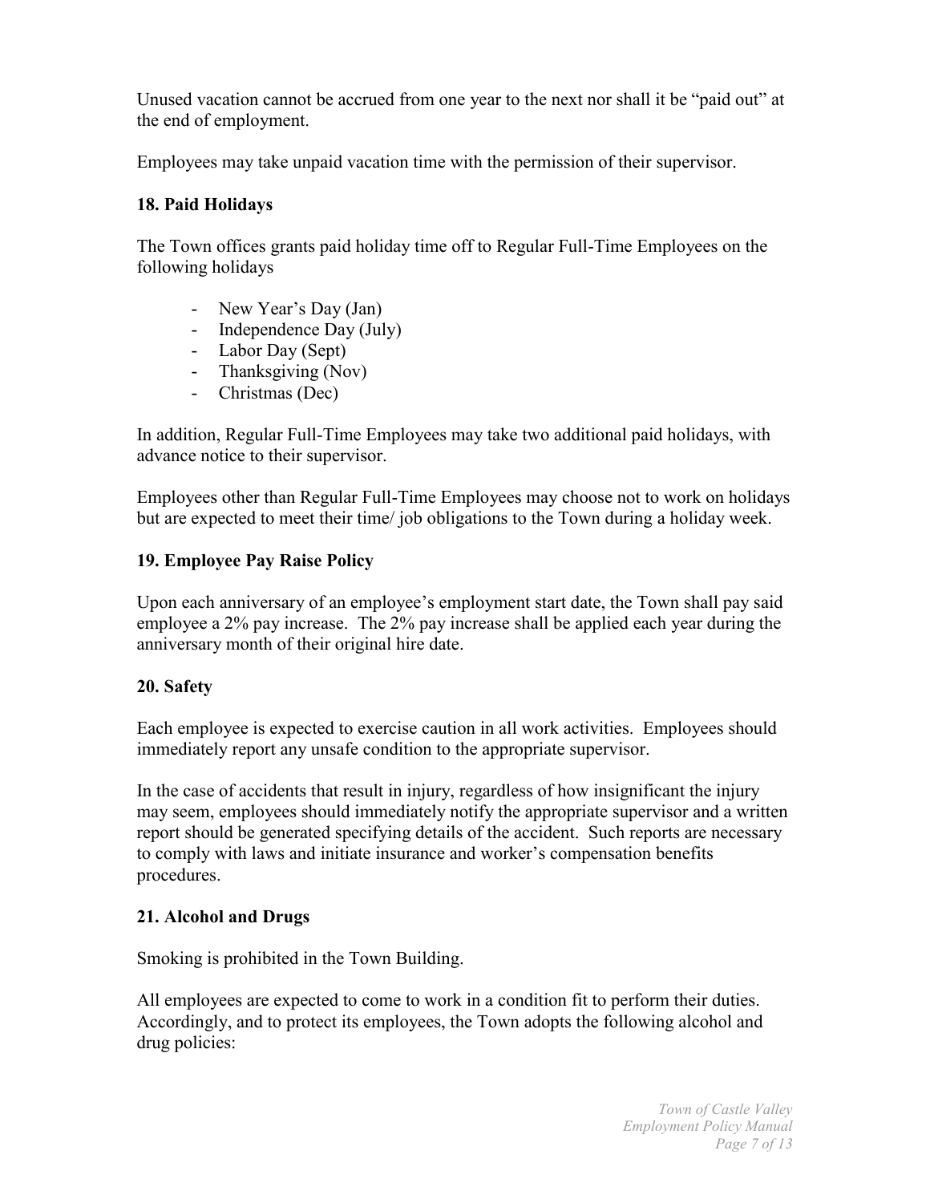Unused vacation cannot be accrued from one year to the next nor shall it be "paid out" at the end of employment.

Employees may take unpaid vacation time with the permission of their supervisor.

### 18. Paid Holidays

The Town offices grants paid holiday time off to Regular Full-Time Employees on the following holidays

- New Year's Day (Jan)
- Independence Day (July)
- Labor Day (Sept)
- Thanksgiving (Nov)
- Christmas (Dec)

In addition, Regular Full-Time Employees may take two additional paid holidays, with advance notice to their supervisor.

Employees other than Regular Full-Time Employees may choose not to work on holidays but are expected to meet their time/ job obligations to the Town during a holiday week.

### 19. Employee Pay Raise Policy

Upon each anniversary of an employee's employment start date, the Town shall pay said employee a 2% pay increase. The 2% pay increase shall be applied each year during the anniversary month of their original hire date.

### 20. Safety

Each employee is expected to exercise caution in all work activities. Employees should immediately report any unsafe condition to the appropriate supervisor.

In the case of accidents that result in injury, regardless of how insignificant the injury may seem, employees should immediately notify the appropriate supervisor and a written report should be generated specifying details of the accident. Such reports are necessary to comply with laws and initiate insurance and worker's compensation benefits procedures.

### 21. Alcohol and Drugs

Smoking is prohibited in the Town Building.

All employees are expected to come to work in a condition fit to perform their duties. Accordingly, and to protect its employees, the Town adopts the following alcohol and drug policies: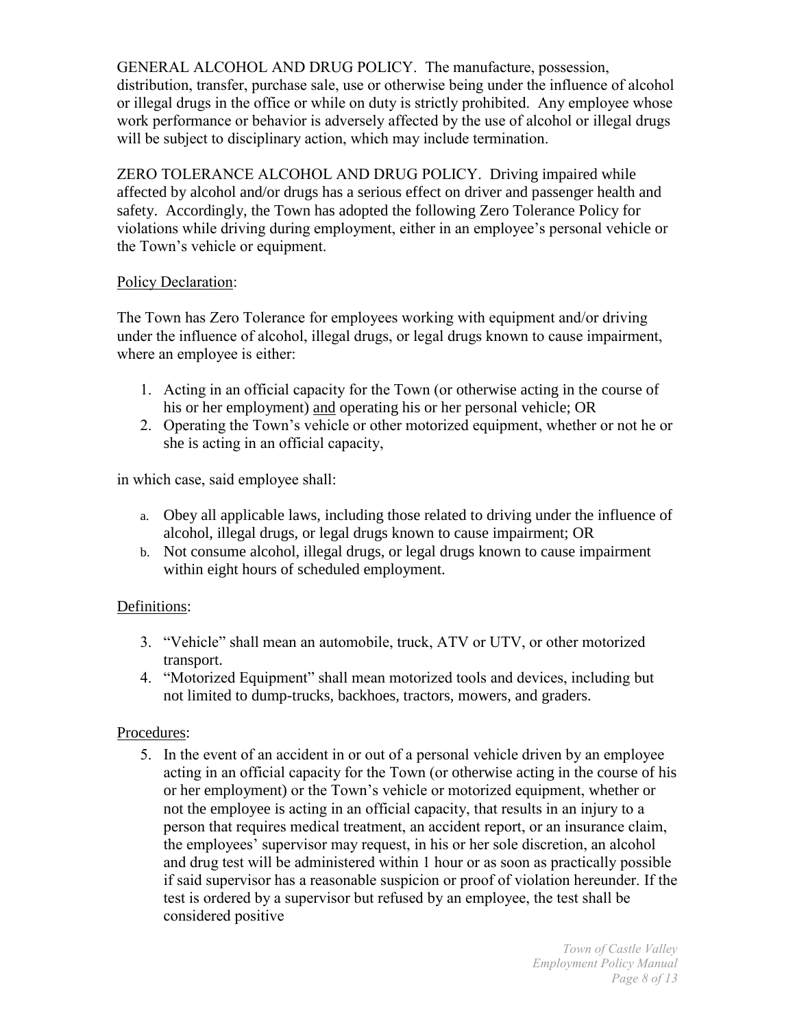GENERAL ALCOHOL AND DRUG POLICY. The manufacture, possession, distribution, transfer, purchase sale, use or otherwise being under the influence of alcohol or illegal drugs in the office or while on duty is strictly prohibited. Any employee whose work performance or behavior is adversely affected by the use of alcohol or illegal drugs will be subject to disciplinary action, which may include termination.

ZERO TOLERANCE ALCOHOL AND DRUG POLICY. Driving impaired while affected by alcohol and/or drugs has a serious effect on driver and passenger health and safety. Accordingly, the Town has adopted the following Zero Tolerance Policy for violations while driving during employment, either in an employee's personal vehicle or the Town's vehicle or equipment.

<u>Policy Declaration</u>:

The Town has Zero Tolerance for employees working with equipment and/or driving under the influence of alcohol, illegal drugs, or legal drugs known to cause impairment, where an employee is either:

1. Acting in an official capacity for the Town (or otherwise acting in the course of his or her employment) <u>and</u> operating his or her personal vehicle; OR
2. Operating the Town's vehicle or other motorized equipment, whether or not he or she is acting in an official capacity,

in which case, said employee shall:

a. Obey all applicable laws, including those related to driving under the influence of alcohol, illegal drugs, or legal drugs known to cause impairment; OR
b. Not consume alcohol, illegal drugs, or legal drugs known to cause impairment within eight hours of scheduled employment.

<u>Definitions</u>:

3. "Vehicle" shall mean an automobile, truck, ATV or UTV, or other motorized transport.
4. "Motorized Equipment" shall mean motorized tools and devices, including but not limited to dump-trucks, backhoes, tractors, mowers, and graders.

<u>Procedures</u>:

5. In the event of an accident in or out of a personal vehicle driven by an employee acting in an official capacity for the Town (or otherwise acting in the course of his or her employment) or the Town's vehicle or motorized equipment, whether or not the employee is acting in an official capacity, that results in an injury to a person that requires medical treatment, an accident report, or an insurance claim, the employees' supervisor may request, in his or her sole discretion, an alcohol and drug test will be administered within 1 hour or as soon as practically possible if said supervisor has a reasonable suspicion or proof of violation hereunder. If the test is ordered by a supervisor but refused by an employee, the test shall be considered positive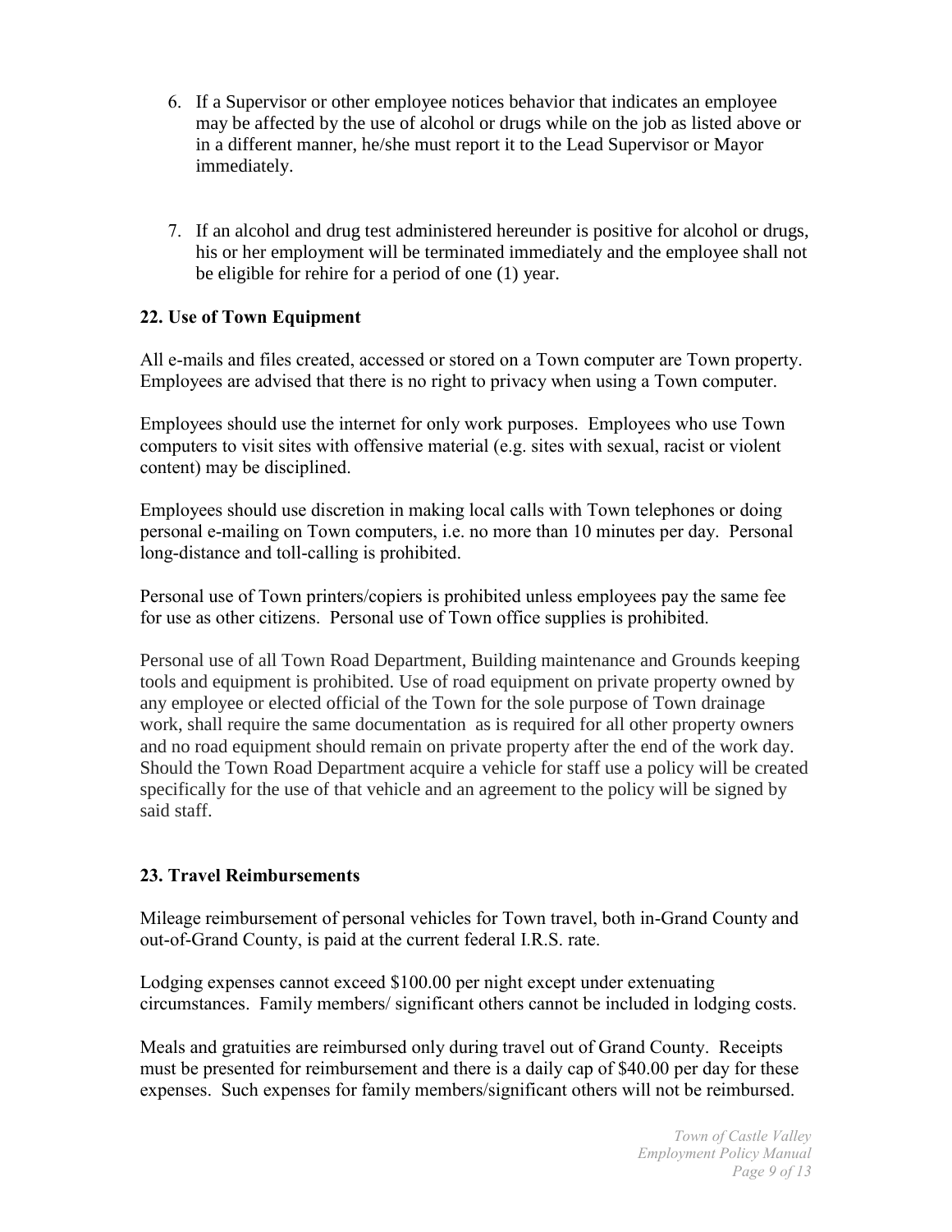6. If a Supervisor or other employee notices behavior that indicates an employee may be affected by the use of alcohol or drugs while on the job as listed above or in a different manner, he/she must report it to the Lead Supervisor or Mayor immediately.

7. If an alcohol and drug test administered hereunder is positive for alcohol or drugs, his or her employment will be terminated immediately and the employee shall not be eligible for rehire for a period of one (1) year.

**22. Use of Town Equipment**

All e-mails and files created, accessed or stored on a Town computer are Town property. Employees are advised that there is no right to privacy when using a Town computer.

Employees should use the internet for only work purposes. Employees who use Town computers to visit sites with offensive material (e.g. sites with sexual, racist or violent content) may be disciplined.

Employees should use discretion in making local calls with Town telephones or doing personal e-mailing on Town computers, i.e. no more than 10 minutes per day. Personal long-distance and toll-calling is prohibited.

Personal use of Town printers/copiers is prohibited unless employees pay the same fee for use as other citizens. Personal use of Town office supplies is prohibited.

Personal use of all Town Road Department, Building maintenance and Grounds keeping tools and equipment is prohibited. Use of road equipment on private property owned by any employee or elected official of the Town for the sole purpose of Town drainage work, shall require the same documentation as is required for all other property owners and no road equipment should remain on private property after the end of the work day. Should the Town Road Department acquire a vehicle for staff use a policy will be created specifically for the use of that vehicle and an agreement to the policy will be signed by said staff.

**23. Travel Reimbursements**

Mileage reimbursement of personal vehicles for Town travel, both in-Grand County and out-of-Grand County, is paid at the current federal I.R.S. rate.

Lodging expenses cannot exceed $100.00 per night except under extenuating circumstances. Family members/ significant others cannot be included in lodging costs.

Meals and gratuities are reimbursed only during travel out of Grand County. Receipts must be presented for reimbursement and there is a daily cap of $40.00 per day for these expenses. Such expenses for family members/significant others will not be reimbursed.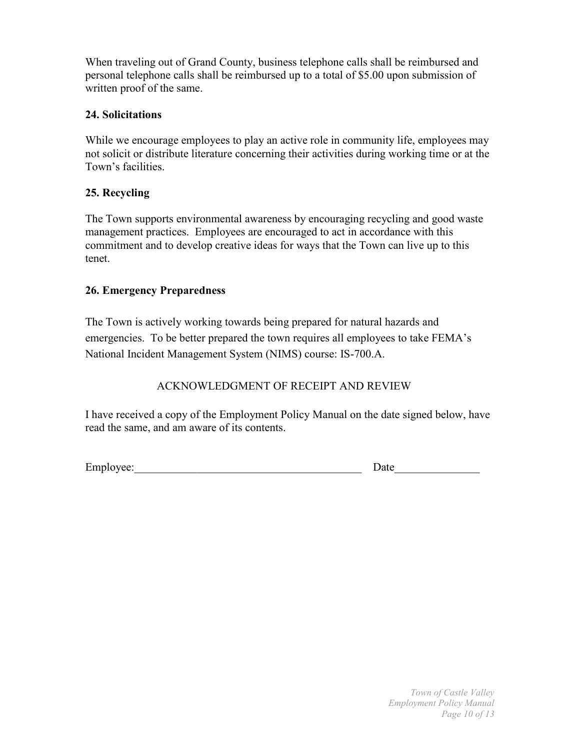When traveling out of Grand County, business telephone calls shall be reimbursed and personal telephone calls shall be reimbursed up to a total of $5.00 upon submission of written proof of the same.

**24. Solicitations**

While we encourage employees to play an active role in community life, employees may not solicit or distribute literature concerning their activities during working time or at the Town's facilities.

**25. Recycling**

The Town supports environmental awareness by encouraging recycling and good waste management practices. Employees are encouraged to act in accordance with this commitment and to develop creative ideas for ways that the Town can live up to this tenet.

**26. Emergency Preparedness**

The Town is actively working towards being prepared for natural hazards and emergencies. To be better prepared the town requires all employees to take FEMA's National Incident Management System (NIMS) course: IS-700.A.

ACKNOWLEDGMENT OF RECEIPT AND REVIEW

I have received a copy of the Employment Policy Manual on the date signed below, have read the same, and am aware of its contents.

Employee:_________________________________________ Date_______________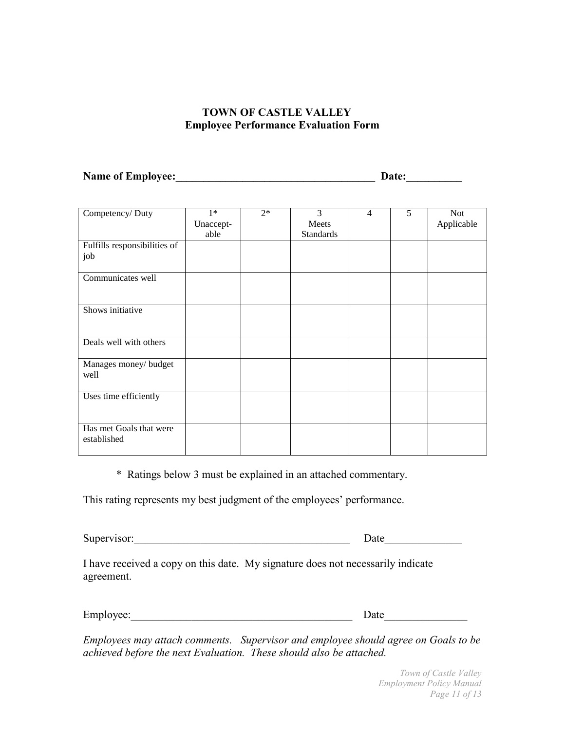**TOWN OF CASTLE VALLEY**
**Employee Performance Evaluation Form**

**Name of Employee:____________________________________ Date:__________**

| Competency/ Duty | 1* Unaccept-able | 2* | 3 Meets Standards | 4 | 5 | Not Applicable |
|---|---|---|---|---|---|---|
| Fulfills responsibilities of job | | | | | | |
| Communicates well | | | | | | |
| Shows initiative | | | | | | |
| Deals well with others | | | | | | |
| Manages money/ budget well | | | | | | |
| Uses time efficiently | | | | | | |
| Has met Goals that were established | | | | | | |

\* Ratings below 3 must be explained in an attached commentary.

This rating represents my best judgment of the employees' performance.

Supervisor:________________________________________ Date______________

I have received a copy on this date. My signature does not necessarily indicate agreement.

Employee:_________________________________________ Date_______________

*Employees may attach comments. Supervisor and employee should agree on Goals to be achieved before the next Evaluation. These should also be attached.*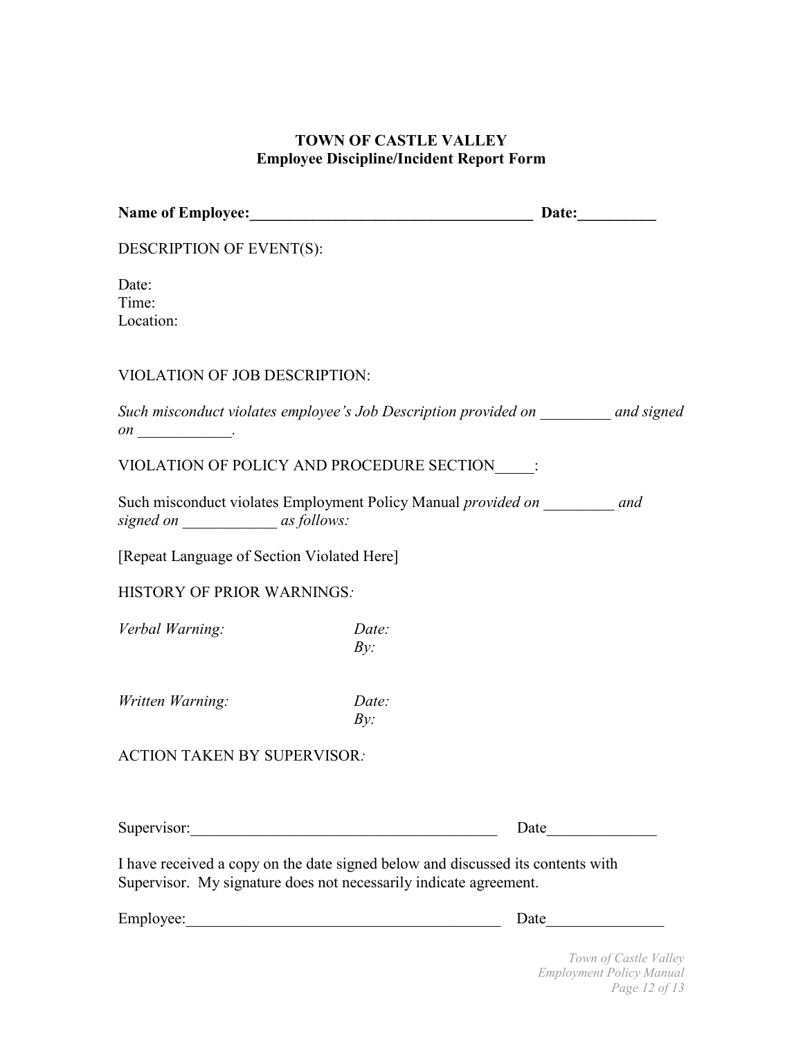# TOWN OF CASTLE VALLEY
## Employee Discipline/Incident Report Form

**Name of Employee:_____________________________________ Date:__________**

DESCRIPTION OF EVENT(S):

Date:
Time:
Location:

VIOLATION OF JOB DESCRIPTION:

*Such misconduct violates employee's Job Description provided on _________ and signed on ____________.*

VIOLATION OF POLICY AND PROCEDURE SECTION_____:

Such misconduct violates Employment Policy Manual *provided on _________ and signed on ____________ as follows:*

[Repeat Language of Section Violated Here]

HISTORY OF PRIOR WARNINGS*:*

*Verbal Warning:* *Date:*
*By:*

*Written Warning:* *Date:*
*By:*

ACTION TAKEN BY SUPERVISOR*:*

Supervisor:________________________________________ Date______________

I have received a copy on the date signed below and discussed its contents with Supervisor. My signature does not necessarily indicate agreement.

Employee:_________________________________________ Date_______________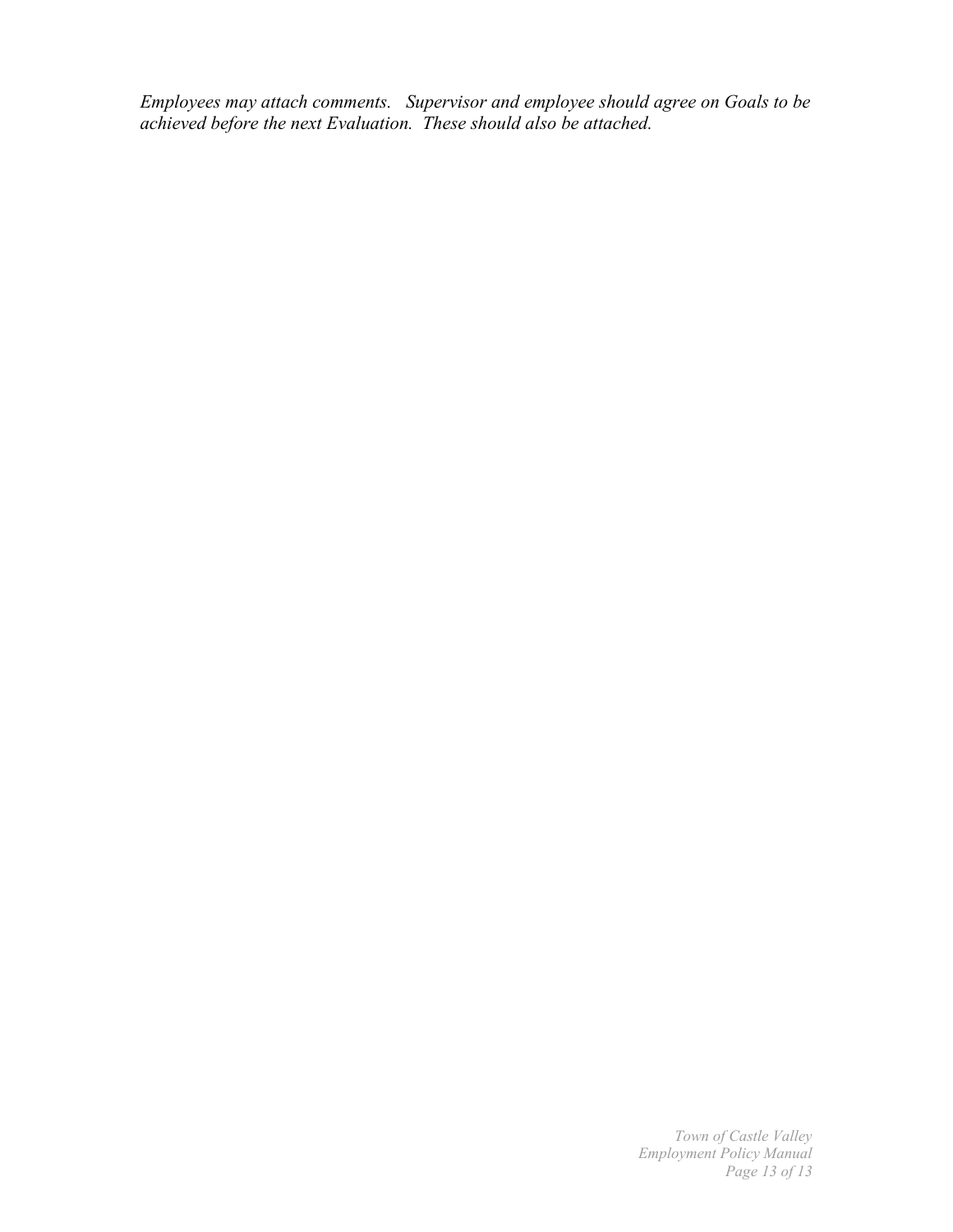*Employees may attach comments. Supervisor and employee should agree on Goals to be achieved before the next Evaluation. These should also be attached.*